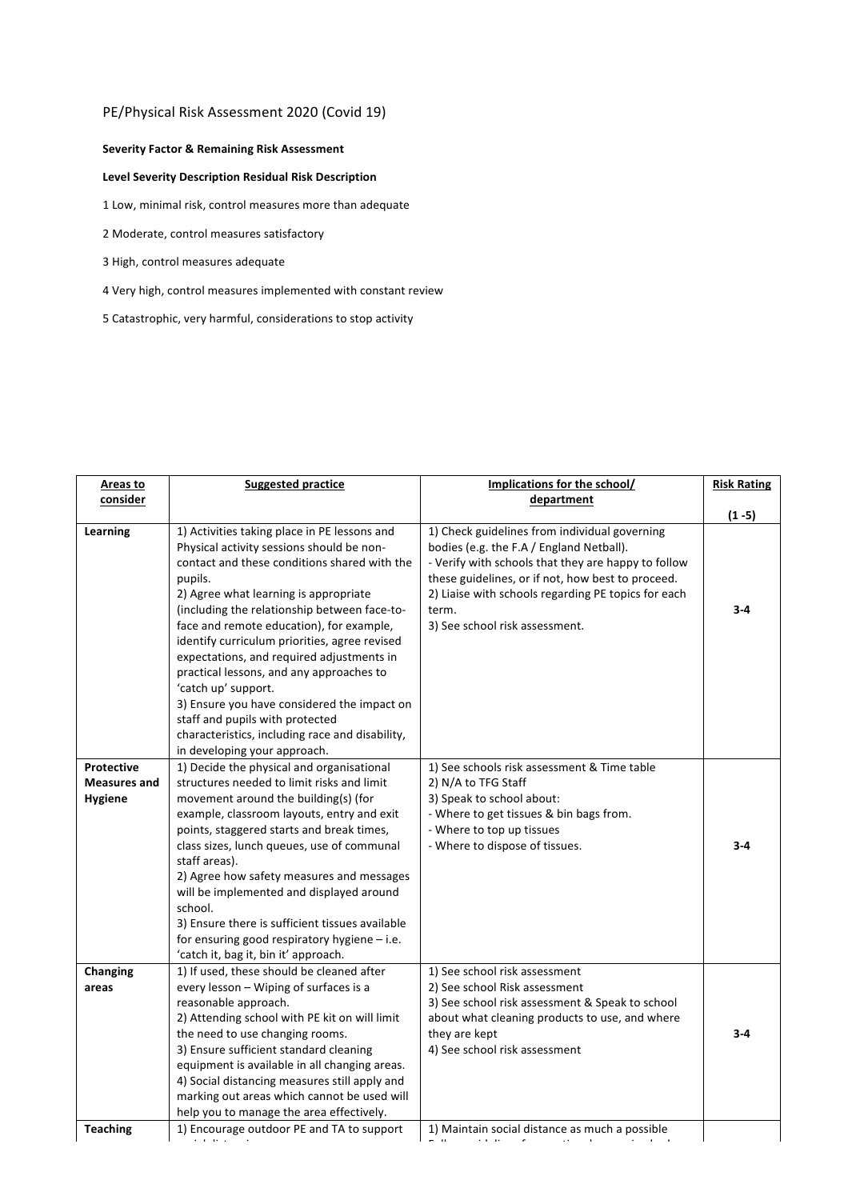PE/Physical Risk Assessment 2020 (Covid 19)

**Severity Factor & Remaining Risk Assessment**

**Level Severity Description Residual Risk Description**

1 Low, minimal risk, control measures more than adequate

2 Moderate, control measures satisfactory

3 High, control measures adequate

4 Very high, control measures implemented with constant review

5 Catastrophic, very harmful, considerations to stop activity

| Areas to consider | Suggested practice | Implications for the school/ department | Risk Rating (1 -5) |
|---|---|---|---|
| **Learning** | 1) Activities taking place in PE lessons and Physical activity sessions should be non-contact and these conditions shared with the pupils.<br>2) Agree what learning is appropriate (including the relationship between face-to-face and remote education), for example, identify curriculum priorities, agree revised expectations, and required adjustments in practical lessons, and any approaches to 'catch up' support.<br>3) Ensure you have considered the impact on staff and pupils with protected characteristics, including race and disability, in developing your approach. | 1) Check guidelines from individual governing bodies (e.g. the F.A / England Netball).<br>- Verify with schools that they are happy to follow these guidelines, or if not, how best to proceed.<br>2) Liaise with schools regarding PE topics for each term.<br>3) See school risk assessment. | **3-4** |
| **Protective Measures and Hygiene** | 1) Decide the physical and organisational structures needed to limit risks and limit movement around the building(s) (for example, classroom layouts, entry and exit points, staggered starts and break times, class sizes, lunch queues, use of communal staff areas).<br>2) Agree how safety measures and messages will be implemented and displayed around school.<br>3) Ensure there is sufficient tissues available for ensuring good respiratory hygiene – i.e. 'catch it, bag it, bin it' approach. | 1) See schools risk assessment & Time table<br>2) N/A to TFG Staff<br>3) Speak to school about:<br>- Where to get tissues & bin bags from.<br>- Where to top up tissues<br>- Where to dispose of tissues. | **3-4** |
| **Changing areas** | 1) If used, these should be cleaned after every lesson – Wiping of surfaces is a reasonable approach.<br>2) Attending school with PE kit on will limit the need to use changing rooms.<br>3) Ensure sufficient standard cleaning equipment is available in all changing areas.<br>4) Social distancing measures still apply and marking out areas which cannot be used will help you to manage the area effectively. | 1) See school risk assessment<br>2) See school Risk assessment<br>3) See school risk assessment & Speak to school about what cleaning products to use, and where they are kept<br>4) See school risk assessment | **3-4** |
| **Teaching** | 1) Encourage outdoor PE and TA to support | 1) Maintain social distance as much a possible | |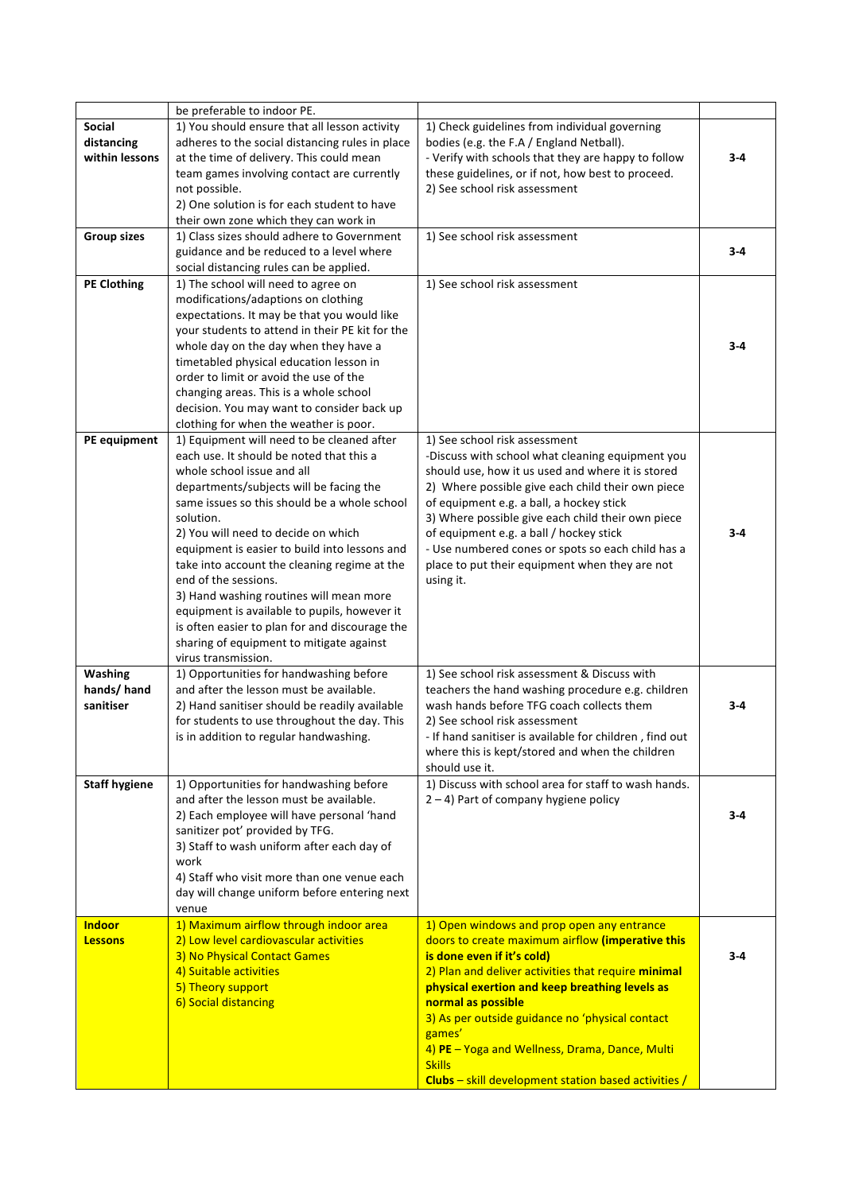| | | | |
|---|---|---|---|
| | be preferable to indoor PE. | | |
| **Social distancing within lessons** | 1) You should ensure that all lesson activity adheres to the social distancing rules in place at the time of delivery. This could mean team games involving contact are currently not possible.<br>2) One solution is for each student to have their own zone which they can work in | 1) Check guidelines from individual governing bodies (e.g. the F.A / England Netball).<br>- Verify with schools that they are happy to follow these guidelines, or if not, how best to proceed.<br>2) See school risk assessment | **3-4** |
| **Group sizes** | 1) Class sizes should adhere to Government guidance and be reduced to a level where social distancing rules can be applied. | 1) See school risk assessment | **3-4** |
| **PE Clothing** | 1) The school will need to agree on modifications/adaptions on clothing expectations. It may be that you would like your students to attend in their PE kit for the whole day on the day when they have a timetabled physical education lesson in order to limit or avoid the use of the changing areas. This is a whole school decision. You may want to consider back up clothing for when the weather is poor. | 1) See school risk assessment | **3-4** |
| **PE equipment** | 1) Equipment will need to be cleaned after each use. It should be noted that this a whole school issue and all departments/subjects will be facing the same issues so this should be a whole school solution.<br>2) You will need to decide on which equipment is easier to build into lessons and take into account the cleaning regime at the end of the sessions.<br>3) Hand washing routines will mean more equipment is available to pupils, however it is often easier to plan for and discourage the sharing of equipment to mitigate against virus transmission. | 1) See school risk assessment<br>-Discuss with school what cleaning equipment you should use, how it us used and where it is stored<br>2) Where possible give each child their own piece of equipment e.g. a ball, a hockey stick<br>3) Where possible give each child their own piece of equipment e.g. a ball / hockey stick<br>- Use numbered cones or spots so each child has a place to put their equipment when they are not using it. | **3-4** |
| **Washing hands/ hand sanitiser** | 1) Opportunities for handwashing before and after the lesson must be available.<br>2) Hand sanitiser should be readily available for students to use throughout the day. This is in addition to regular handwashing. | 1) See school risk assessment & Discuss with teachers the hand washing procedure e.g. children wash hands before TFG coach collects them<br>2) See school risk assessment<br>- If hand sanitiser is available for children , find out where this is kept/stored and when the children should use it. | **3-4** |
| **Staff hygiene** | 1) Opportunities for handwashing before and after the lesson must be available.<br>2) Each employee will have personal 'hand sanitizer pot' provided by TFG.<br>3) Staff to wash uniform after each day of work<br>4) Staff who visit more than one venue each day will change uniform before entering next venue | 1) Discuss with school area for staff to wash hands.<br>2 – 4) Part of company hygiene policy | **3-4** |
| **Indoor Lessons** | 1) Maximum airflow through indoor area<br>2) Low level cardiovascular activities<br>3) No Physical Contact Games<br>4) Suitable activities<br>5) Theory support<br>6) Social distancing | 1) Open windows and prop open any entrance doors to create maximum airflow **(imperative this is done even if it's cold)**<br>2) Plan and deliver activities that require **minimal physical exertion and keep breathing levels as normal as possible**<br>3) As per outside guidance no 'physical contact games'<br>4) **PE** – Yoga and Wellness, Drama, Dance, Multi Skills<br>**Clubs** – skill development station based activities / | **3-4** |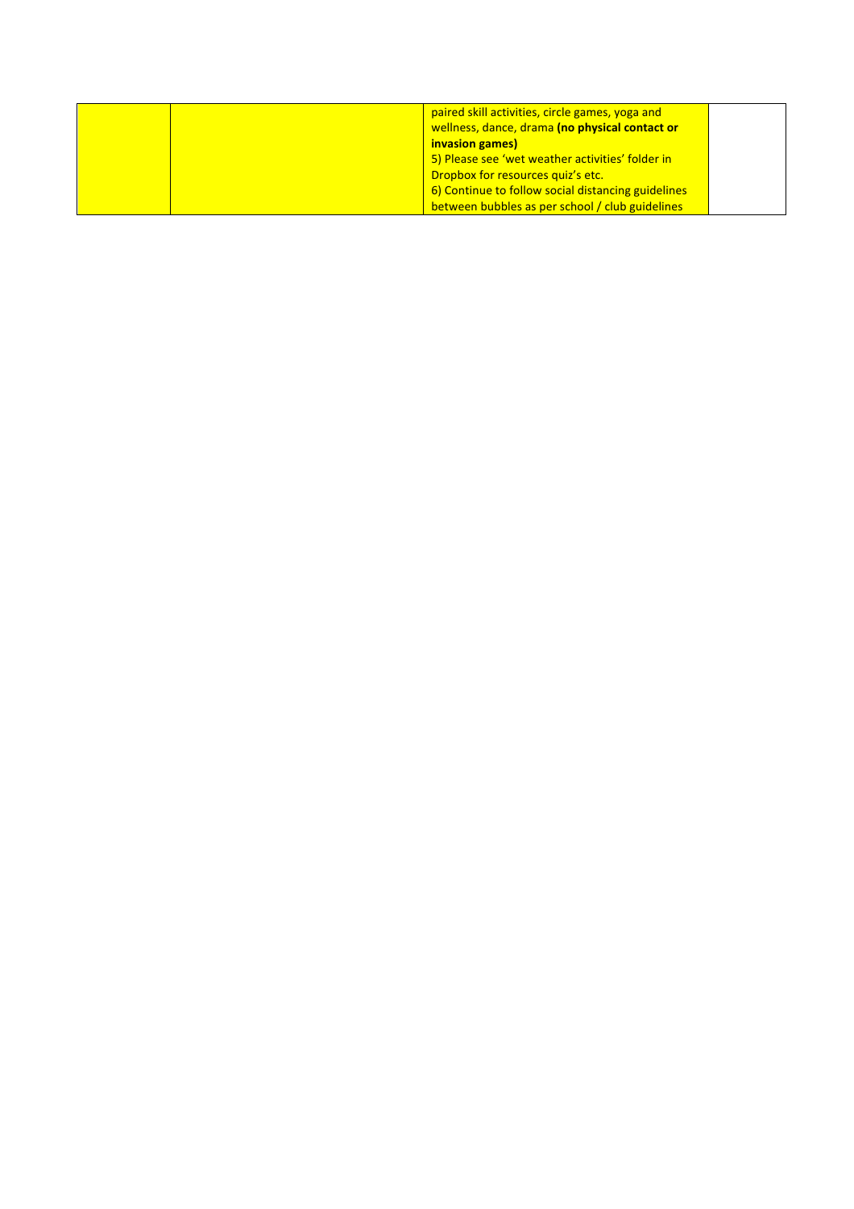| | | | |
|---|---|---|---|
| | | paired skill activities, circle games, yoga and wellness, dance, drama **(no physical contact or invasion games)**<br>5) Please see 'wet weather activities' folder in Dropbox for resources quiz's etc.<br>6) Continue to follow social distancing guidelines between bubbles as per school / club guidelines | |